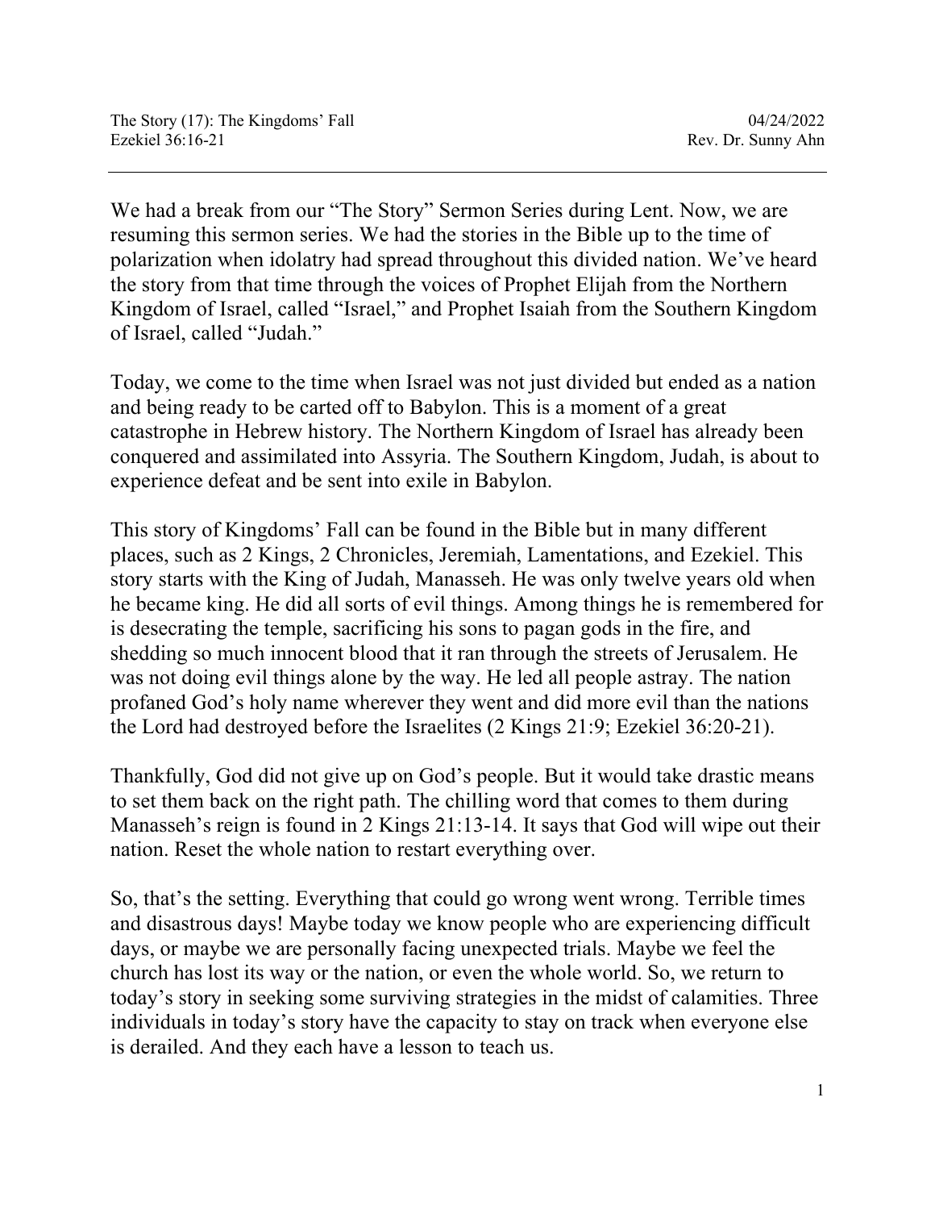The Story (17): The Kingdoms' Fall
Ezekiel 36:16-21

04/24/2022
Rev. Dr. Sunny Ahn

---

We had a break from our "The Story" Sermon Series during Lent. Now, we are resuming this sermon series. We had the stories in the Bible up to the time of polarization when idolatry had spread throughout this divided nation. We've heard the story from that time through the voices of Prophet Elijah from the Northern Kingdom of Israel, called "Israel," and Prophet Isaiah from the Southern Kingdom of Israel, called "Judah."

Today, we come to the time when Israel was not just divided but ended as a nation and being ready to be carted off to Babylon. This is a moment of a great catastrophe in Hebrew history. The Northern Kingdom of Israel has already been conquered and assimilated into Assyria. The Southern Kingdom, Judah, is about to experience defeat and be sent into exile in Babylon.

This story of Kingdoms' Fall can be found in the Bible but in many different places, such as 2 Kings, 2 Chronicles, Jeremiah, Lamentations, and Ezekiel. This story starts with the King of Judah, Manasseh. He was only twelve years old when he became king. He did all sorts of evil things. Among things he is remembered for is desecrating the temple, sacrificing his sons to pagan gods in the fire, and shedding so much innocent blood that it ran through the streets of Jerusalem. He was not doing evil things alone by the way. He led all people astray. The nation profaned God's holy name wherever they went and did more evil than the nations the Lord had destroyed before the Israelites (2 Kings 21:9; Ezekiel 36:20-21).

Thankfully, God did not give up on God's people. But it would take drastic means to set them back on the right path. The chilling word that comes to them during Manasseh's reign is found in 2 Kings 21:13-14. It says that God will wipe out their nation. Reset the whole nation to restart everything over.

So, that's the setting. Everything that could go wrong went wrong. Terrible times and disastrous days! Maybe today we know people who are experiencing difficult days, or maybe we are personally facing unexpected trials. Maybe we feel the church has lost its way or the nation, or even the whole world. So, we return to today's story in seeking some surviving strategies in the midst of calamities. Three individuals in today's story have the capacity to stay on track when everyone else is derailed. And they each have a lesson to teach us.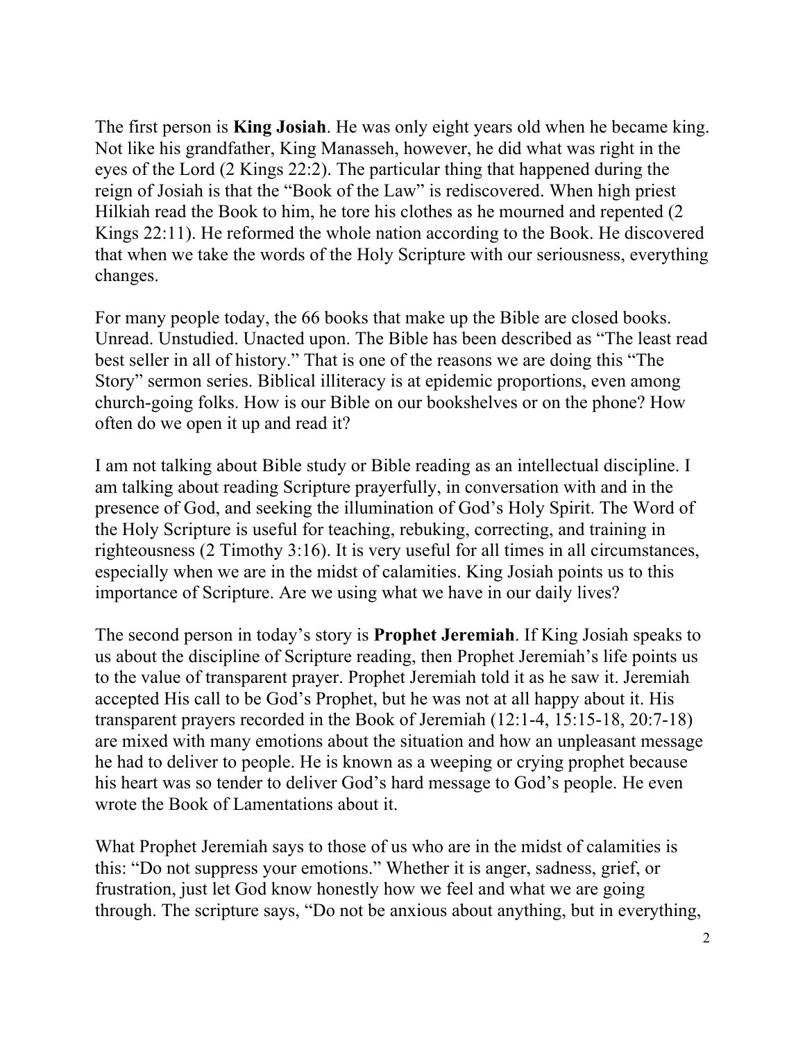The first person is **King Josiah**. He was only eight years old when he became king. Not like his grandfather, King Manasseh, however, he did what was right in the eyes of the Lord (2 Kings 22:2). The particular thing that happened during the reign of Josiah is that the "Book of the Law" is rediscovered. When high priest Hilkiah read the Book to him, he tore his clothes as he mourned and repented (2 Kings 22:11). He reformed the whole nation according to the Book. He discovered that when we take the words of the Holy Scripture with our seriousness, everything changes.

For many people today, the 66 books that make up the Bible are closed books. Unread. Unstudied. Unacted upon. The Bible has been described as "The least read best seller in all of history." That is one of the reasons we are doing this "The Story" sermon series. Biblical illiteracy is at epidemic proportions, even among church-going folks. How is our Bible on our bookshelves or on the phone? How often do we open it up and read it?

I am not talking about Bible study or Bible reading as an intellectual discipline. I am talking about reading Scripture prayerfully, in conversation with and in the presence of God, and seeking the illumination of God's Holy Spirit. The Word of the Holy Scripture is useful for teaching, rebuking, correcting, and training in righteousness (2 Timothy 3:16). It is very useful for all times in all circumstances, especially when we are in the midst of calamities. King Josiah points us to this importance of Scripture. Are we using what we have in our daily lives?

The second person in today's story is **Prophet Jeremiah**. If King Josiah speaks to us about the discipline of Scripture reading, then Prophet Jeremiah's life points us to the value of transparent prayer. Prophet Jeremiah told it as he saw it. Jeremiah accepted His call to be God's Prophet, but he was not at all happy about it. His transparent prayers recorded in the Book of Jeremiah (12:1-4, 15:15-18, 20:7-18) are mixed with many emotions about the situation and how an unpleasant message he had to deliver to people. He is known as a weeping or crying prophet because his heart was so tender to deliver God's hard message to God's people. He even wrote the Book of Lamentations about it.

What Prophet Jeremiah says to those of us who are in the midst of calamities is this: "Do not suppress your emotions." Whether it is anger, sadness, grief, or frustration, just let God know honestly how we feel and what we are going through. The scripture says, "Do not be anxious about anything, but in everything,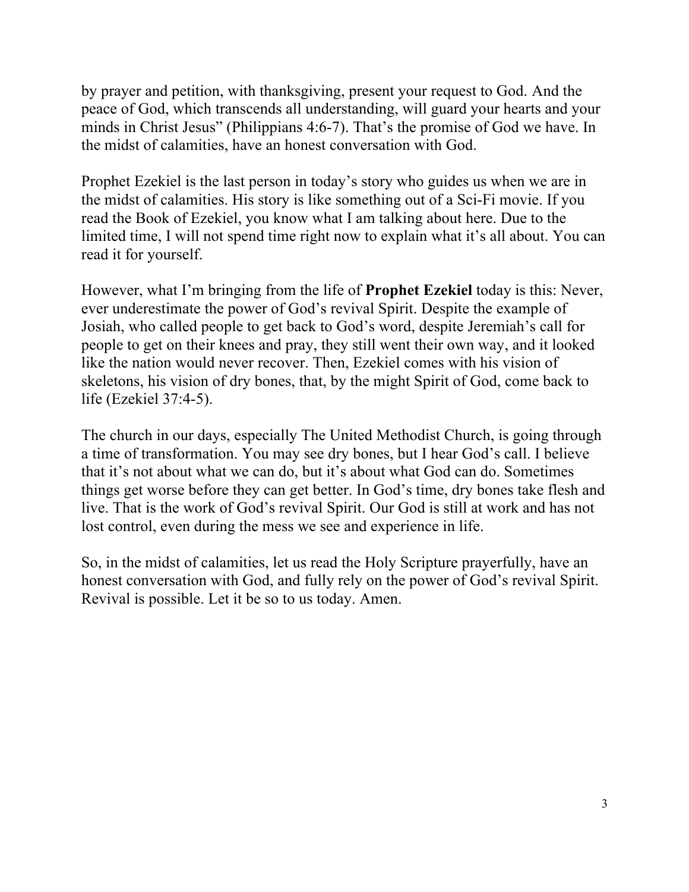by prayer and petition, with thanksgiving, present your request to God. And the peace of God, which transcends all understanding, will guard your hearts and your minds in Christ Jesus" (Philippians 4:6-7). That's the promise of God we have. In the midst of calamities, have an honest conversation with God.

Prophet Ezekiel is the last person in today's story who guides us when we are in the midst of calamities. His story is like something out of a Sci-Fi movie. If you read the Book of Ezekiel, you know what I am talking about here. Due to the limited time, I will not spend time right now to explain what it's all about. You can read it for yourself.

However, what I'm bringing from the life of **Prophet Ezekiel** today is this: Never, ever underestimate the power of God's revival Spirit. Despite the example of Josiah, who called people to get back to God's word, despite Jeremiah's call for people to get on their knees and pray, they still went their own way, and it looked like the nation would never recover. Then, Ezekiel comes with his vision of skeletons, his vision of dry bones, that, by the might Spirit of God, come back to life (Ezekiel 37:4-5).

The church in our days, especially The United Methodist Church, is going through a time of transformation. You may see dry bones, but I hear God's call. I believe that it's not about what we can do, but it's about what God can do. Sometimes things get worse before they can get better. In God's time, dry bones take flesh and live. That is the work of God's revival Spirit. Our God is still at work and has not lost control, even during the mess we see and experience in life.

So, in the midst of calamities, let us read the Holy Scripture prayerfully, have an honest conversation with God, and fully rely on the power of God's revival Spirit. Revival is possible. Let it be so to us today. Amen.